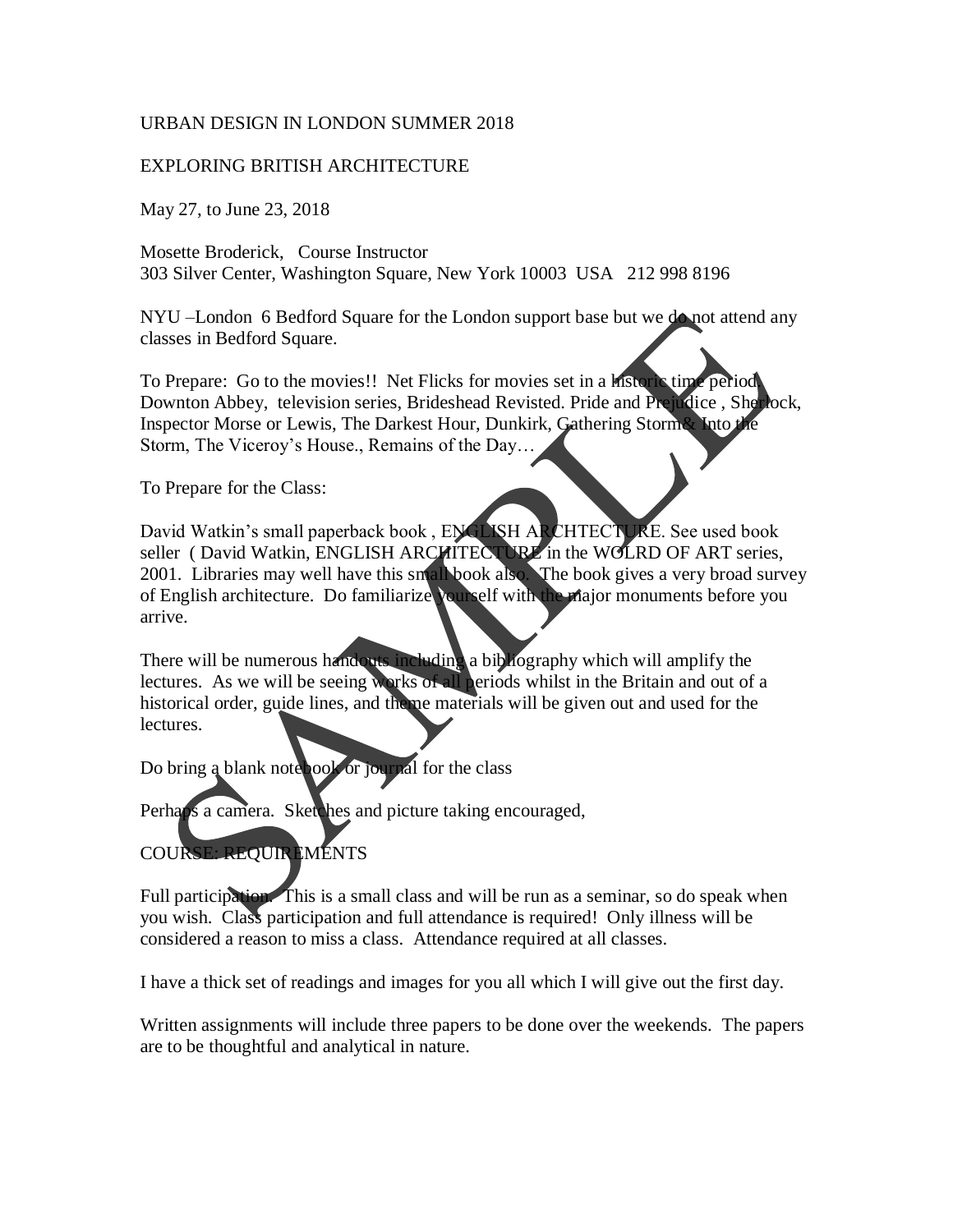URBAN DESIGN IN LONDON SUMMER 2018

EXPLORING BRITISH ARCHITECTURE

May 27, to June 23, 2018

Mosette Broderick, Course Instructor
303 Silver Center, Washington Square, New York 10003 USA 212 998 8196

NYU –London 6 Bedford Square for the London support base but we do not attend any classes in Bedford Square.

To Prepare: Go to the movies!! Net Flicks for movies set in a historic time period. Downton Abbey, television series, Brideshead Revisted. Pride and Prejudice , Sherlock, Inspector Morse or Lewis, The Darkest Hour, Dunkirk, Gathering Storm& Into the Storm, The Viceroy's House., Remains of the Day…

To Prepare for the Class:

David Watkin's small paperback book , ENGLISH ARCHTECTURE. See used book seller ( David Watkin, ENGLISH ARCHITECTURE in the WOLRD OF ART series, 2001. Libraries may well have this small book also. The book gives a very broad survey of English architecture. Do familiarize yourself with the major monuments before you arrive.

There will be numerous handouts including a bibliography which will amplify the lectures. As we will be seeing works of all periods whilst in the Britain and out of a historical order, guide lines, and theme materials will be given out and used for the lectures.

Do bring a blank notebook or journal for the class

Perhaps a camera. Sketches and picture taking encouraged,

COURSE: REQUIREMENTS

Full participation. This is a small class and will be run as a seminar, so do speak when you wish. Class participation and full attendance is required! Only illness will be considered a reason to miss a class. Attendance required at all classes.

I have a thick set of readings and images for you all which I will give out the first day.

Written assignments will include three papers to be done over the weekends. The papers are to be thoughtful and analytical in nature.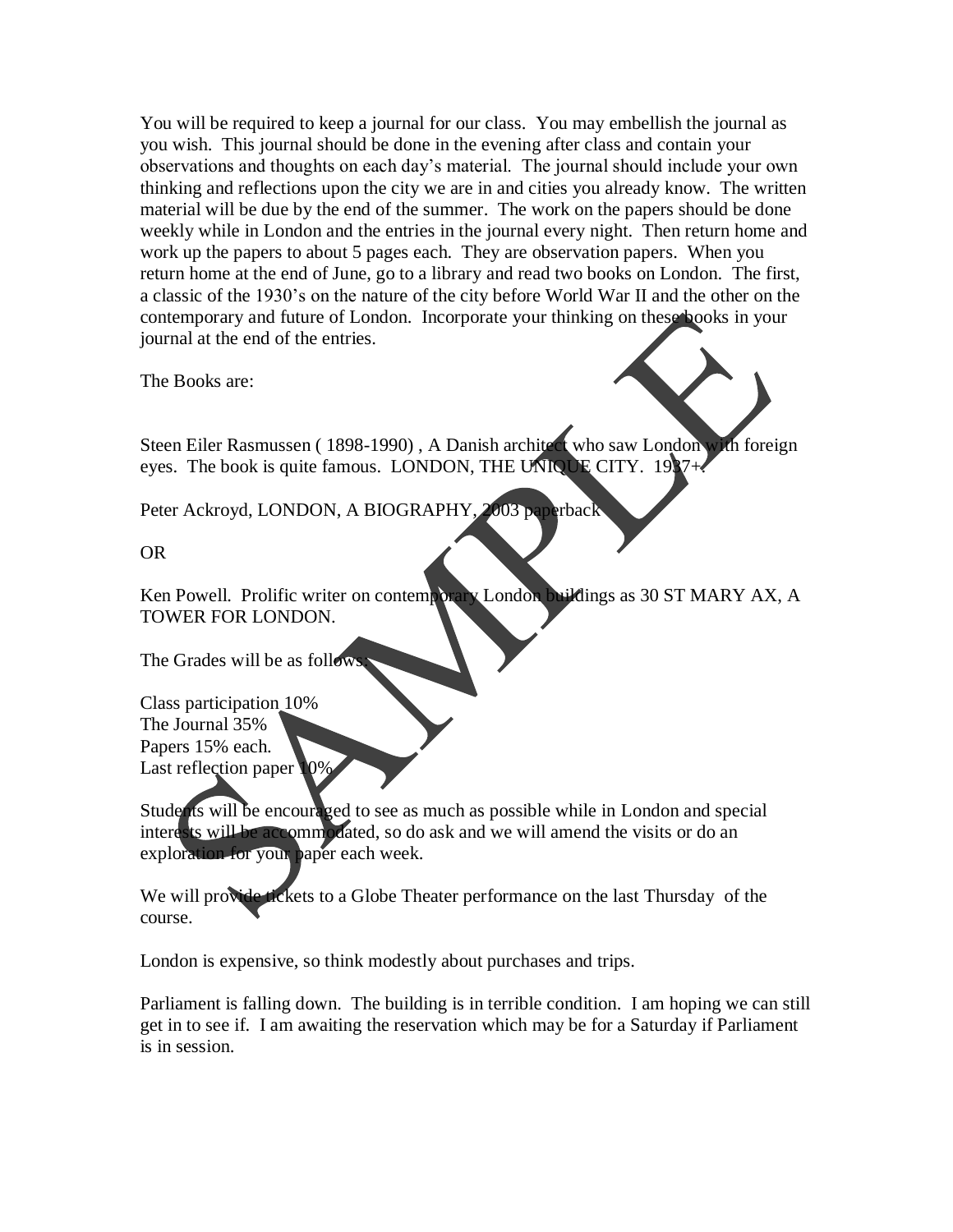You will be required to keep a journal for our class. You may embellish the journal as you wish. This journal should be done in the evening after class and contain your observations and thoughts on each day's material. The journal should include your own thinking and reflections upon the city we are in and cities you already know. The written material will be due by the end of the summer. The work on the papers should be done weekly while in London and the entries in the journal every night. Then return home and work up the papers to about 5 pages each. They are observation papers. When you return home at the end of June, go to a library and read two books on London. The first, a classic of the 1930's on the nature of the city before World War II and the other on the contemporary and future of London. Incorporate your thinking on these books in your journal at the end of the entries.

The Books are:

Steen Eiler Rasmussen ( 1898-1990) , A Danish architect who saw London with foreign eyes. The book is quite famous. LONDON, THE UNIQUE CITY. 1937+.

Peter Ackroyd, LONDON, A BIOGRAPHY, 2003 paperback

OR

Ken Powell. Prolific writer on contemporary London buildings as 30 ST MARY AX, A TOWER FOR LONDON.

The Grades will be as follows:

Class participation 10%
The Journal 35%
Papers 15% each.
Last reflection paper 10%

Students will be encouraged to see as much as possible while in London and special interests will be accommodated, so do ask and we will amend the visits or do an exploration for your paper each week.

We will provide tickets to a Globe Theater performance on the last Thursday of the course.

London is expensive, so think modestly about purchases and trips.

Parliament is falling down. The building is in terrible condition. I am hoping we can still get in to see if. I am awaiting the reservation which may be for a Saturday if Parliament is in session.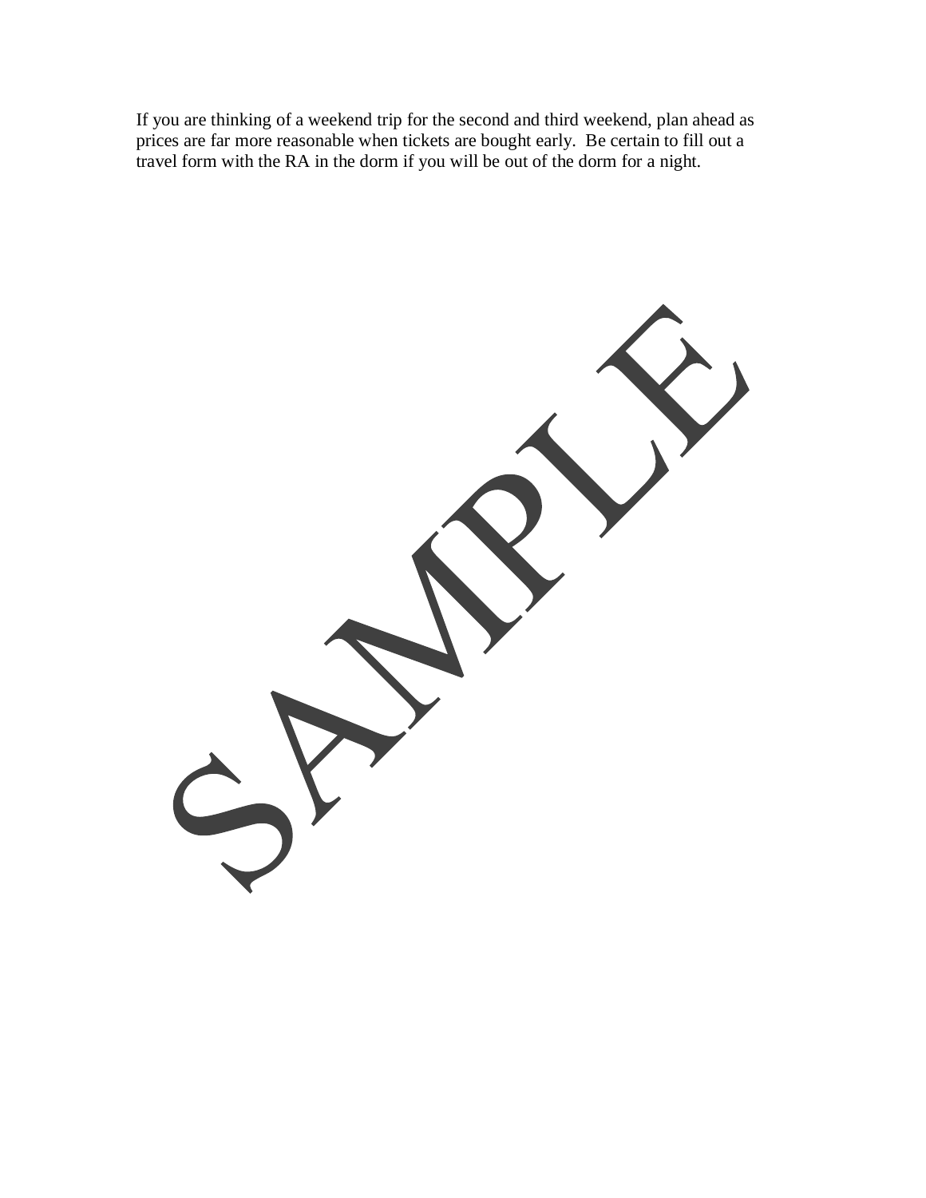If you are thinking of a weekend trip for the second and third weekend, plan ahead as prices are far more reasonable when tickets are bought early. Be certain to fill out a travel form with the RA in the dorm if you will be out of the dorm for a night.